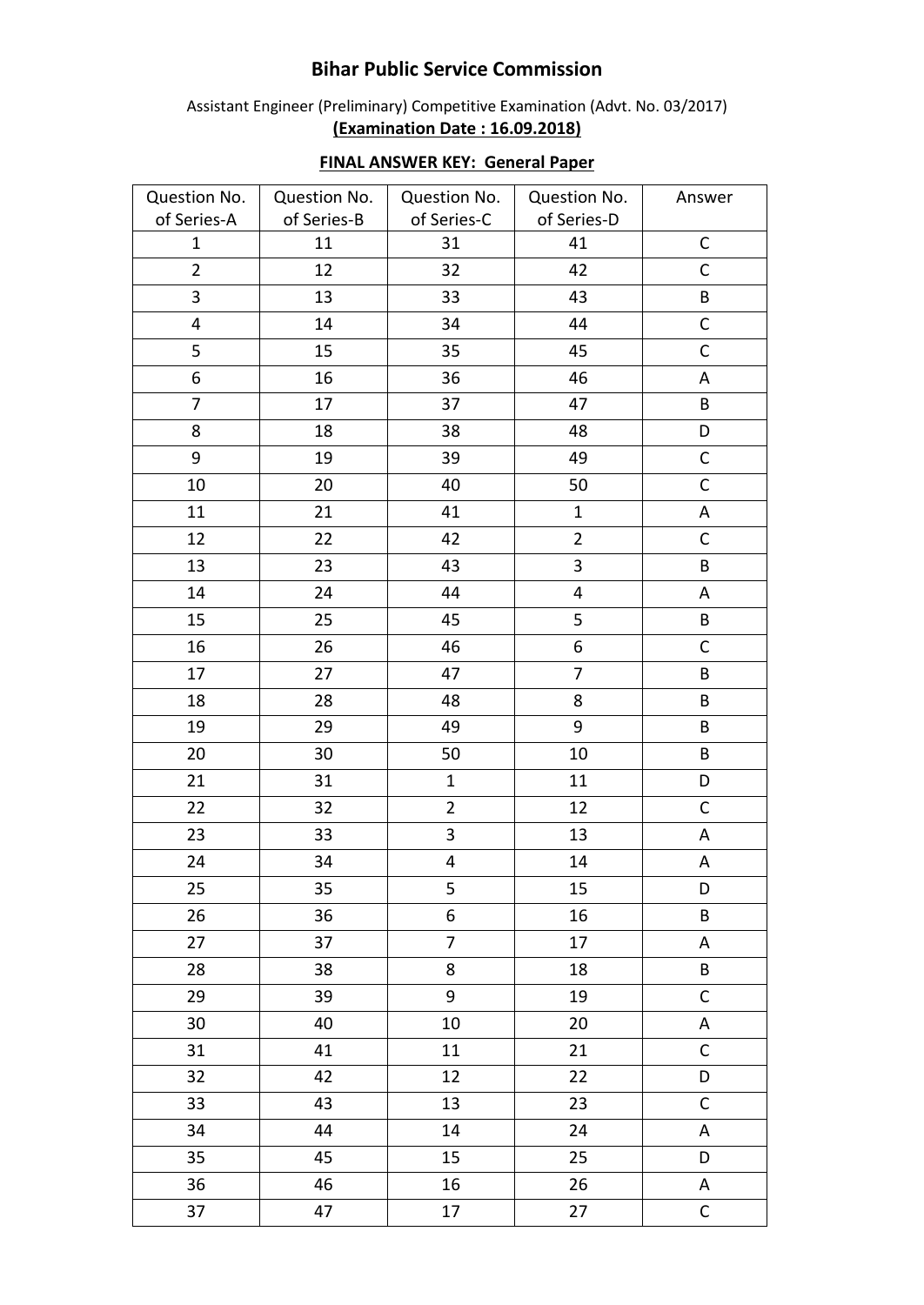# Bihar Public Service Commission

Assistant Engineer (Preliminary) Competitive Examination (Advt. No. 03/2017)

**(Examination Date : 16.09.2018)**

## FINAL ANSWER KEY: General Paper

| Question No. of Series-A | Question No. of Series-B | Question No. of Series-C | Question No. of Series-D | Answer |
|---|---|---|---|---|
| 1 | 11 | 31 | 41 | C |
| 2 | 12 | 32 | 42 | C |
| 3 | 13 | 33 | 43 | B |
| 4 | 14 | 34 | 44 | C |
| 5 | 15 | 35 | 45 | C |
| 6 | 16 | 36 | 46 | A |
| 7 | 17 | 37 | 47 | B |
| 8 | 18 | 38 | 48 | D |
| 9 | 19 | 39 | 49 | C |
| 10 | 20 | 40 | 50 | C |
| 11 | 21 | 41 | 1 | A |
| 12 | 22 | 42 | 2 | C |
| 13 | 23 | 43 | 3 | B |
| 14 | 24 | 44 | 4 | A |
| 15 | 25 | 45 | 5 | B |
| 16 | 26 | 46 | 6 | C |
| 17 | 27 | 47 | 7 | B |
| 18 | 28 | 48 | 8 | B |
| 19 | 29 | 49 | 9 | B |
| 20 | 30 | 50 | 10 | B |
| 21 | 31 | 1 | 11 | D |
| 22 | 32 | 2 | 12 | C |
| 23 | 33 | 3 | 13 | A |
| 24 | 34 | 4 | 14 | A |
| 25 | 35 | 5 | 15 | D |
| 26 | 36 | 6 | 16 | B |
| 27 | 37 | 7 | 17 | A |
| 28 | 38 | 8 | 18 | B |
| 29 | 39 | 9 | 19 | C |
| 30 | 40 | 10 | 20 | A |
| 31 | 41 | 11 | 21 | C |
| 32 | 42 | 12 | 22 | D |
| 33 | 43 | 13 | 23 | C |
| 34 | 44 | 14 | 24 | A |
| 35 | 45 | 15 | 25 | D |
| 36 | 46 | 16 | 26 | A |
| 37 | 47 | 17 | 27 | C |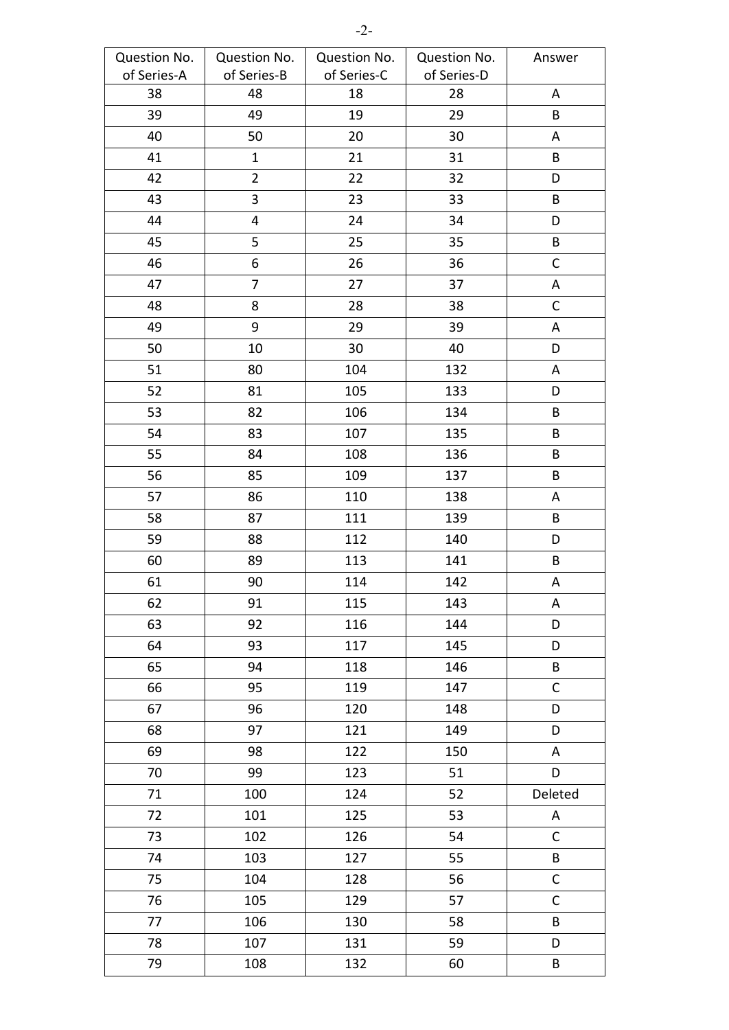| Question No. of Series-A | Question No. of Series-B | Question No. of Series-C | Question No. of Series-D | Answer |
|---|---|---|---|---|
| 38 | 48 | 18 | 28 | A |
| 39 | 49 | 19 | 29 | B |
| 40 | 50 | 20 | 30 | A |
| 41 | 1 | 21 | 31 | B |
| 42 | 2 | 22 | 32 | D |
| 43 | 3 | 23 | 33 | B |
| 44 | 4 | 24 | 34 | D |
| 45 | 5 | 25 | 35 | B |
| 46 | 6 | 26 | 36 | C |
| 47 | 7 | 27 | 37 | A |
| 48 | 8 | 28 | 38 | C |
| 49 | 9 | 29 | 39 | A |
| 50 | 10 | 30 | 40 | D |
| 51 | 80 | 104 | 132 | A |
| 52 | 81 | 105 | 133 | D |
| 53 | 82 | 106 | 134 | B |
| 54 | 83 | 107 | 135 | B |
| 55 | 84 | 108 | 136 | B |
| 56 | 85 | 109 | 137 | B |
| 57 | 86 | 110 | 138 | A |
| 58 | 87 | 111 | 139 | B |
| 59 | 88 | 112 | 140 | D |
| 60 | 89 | 113 | 141 | B |
| 61 | 90 | 114 | 142 | A |
| 62 | 91 | 115 | 143 | A |
| 63 | 92 | 116 | 144 | D |
| 64 | 93 | 117 | 145 | D |
| 65 | 94 | 118 | 146 | B |
| 66 | 95 | 119 | 147 | C |
| 67 | 96 | 120 | 148 | D |
| 68 | 97 | 121 | 149 | D |
| 69 | 98 | 122 | 150 | A |
| 70 | 99 | 123 | 51 | D |
| 71 | 100 | 124 | 52 | Deleted |
| 72 | 101 | 125 | 53 | A |
| 73 | 102 | 126 | 54 | C |
| 74 | 103 | 127 | 55 | B |
| 75 | 104 | 128 | 56 | C |
| 76 | 105 | 129 | 57 | C |
| 77 | 106 | 130 | 58 | B |
| 78 | 107 | 131 | 59 | D |
| 79 | 108 | 132 | 60 | B |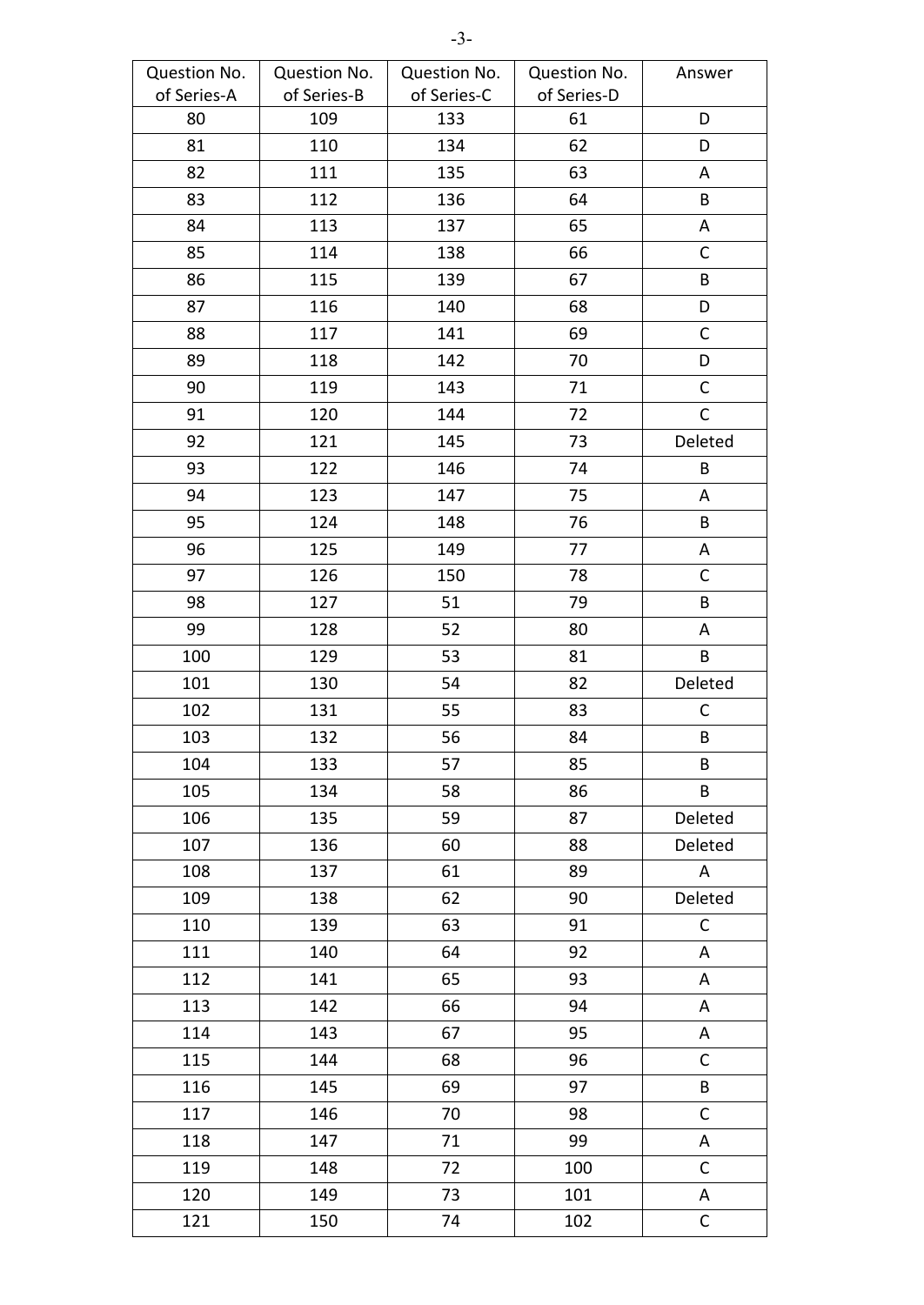| Question No. of Series-A | Question No. of Series-B | Question No. of Series-C | Question No. of Series-D | Answer |
|---|---|---|---|---|
| 80 | 109 | 133 | 61 | D |
| 81 | 110 | 134 | 62 | D |
| 82 | 111 | 135 | 63 | A |
| 83 | 112 | 136 | 64 | B |
| 84 | 113 | 137 | 65 | A |
| 85 | 114 | 138 | 66 | C |
| 86 | 115 | 139 | 67 | B |
| 87 | 116 | 140 | 68 | D |
| 88 | 117 | 141 | 69 | C |
| 89 | 118 | 142 | 70 | D |
| 90 | 119 | 143 | 71 | C |
| 91 | 120 | 144 | 72 | C |
| 92 | 121 | 145 | 73 | Deleted |
| 93 | 122 | 146 | 74 | B |
| 94 | 123 | 147 | 75 | A |
| 95 | 124 | 148 | 76 | B |
| 96 | 125 | 149 | 77 | A |
| 97 | 126 | 150 | 78 | C |
| 98 | 127 | 51 | 79 | B |
| 99 | 128 | 52 | 80 | A |
| 100 | 129 | 53 | 81 | B |
| 101 | 130 | 54 | 82 | Deleted |
| 102 | 131 | 55 | 83 | C |
| 103 | 132 | 56 | 84 | B |
| 104 | 133 | 57 | 85 | B |
| 105 | 134 | 58 | 86 | B |
| 106 | 135 | 59 | 87 | Deleted |
| 107 | 136 | 60 | 88 | Deleted |
| 108 | 137 | 61 | 89 | A |
| 109 | 138 | 62 | 90 | Deleted |
| 110 | 139 | 63 | 91 | C |
| 111 | 140 | 64 | 92 | A |
| 112 | 141 | 65 | 93 | A |
| 113 | 142 | 66 | 94 | A |
| 114 | 143 | 67 | 95 | A |
| 115 | 144 | 68 | 96 | C |
| 116 | 145 | 69 | 97 | B |
| 117 | 146 | 70 | 98 | C |
| 118 | 147 | 71 | 99 | A |
| 119 | 148 | 72 | 100 | C |
| 120 | 149 | 73 | 101 | A |
| 121 | 150 | 74 | 102 | C |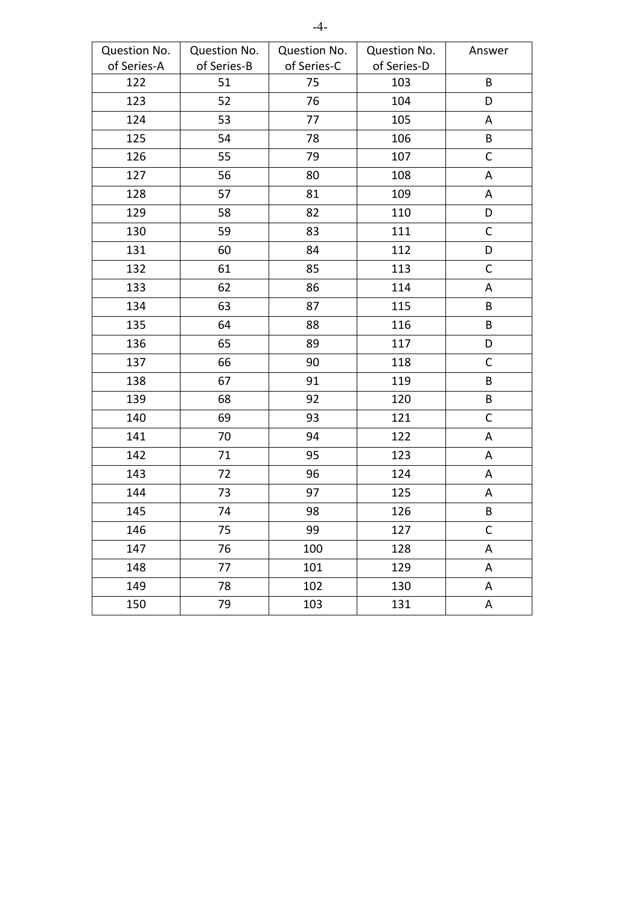| Question No. of Series-A | Question No. of Series-B | Question No. of Series-C | Question No. of Series-D | Answer |
|---|---|---|---|---|
| 122 | 51 | 75 | 103 | B |
| 123 | 52 | 76 | 104 | D |
| 124 | 53 | 77 | 105 | A |
| 125 | 54 | 78 | 106 | B |
| 126 | 55 | 79 | 107 | C |
| 127 | 56 | 80 | 108 | A |
| 128 | 57 | 81 | 109 | A |
| 129 | 58 | 82 | 110 | D |
| 130 | 59 | 83 | 111 | C |
| 131 | 60 | 84 | 112 | D |
| 132 | 61 | 85 | 113 | C |
| 133 | 62 | 86 | 114 | A |
| 134 | 63 | 87 | 115 | B |
| 135 | 64 | 88 | 116 | B |
| 136 | 65 | 89 | 117 | D |
| 137 | 66 | 90 | 118 | C |
| 138 | 67 | 91 | 119 | B |
| 139 | 68 | 92 | 120 | B |
| 140 | 69 | 93 | 121 | C |
| 141 | 70 | 94 | 122 | A |
| 142 | 71 | 95 | 123 | A |
| 143 | 72 | 96 | 124 | A |
| 144 | 73 | 97 | 125 | A |
| 145 | 74 | 98 | 126 | B |
| 146 | 75 | 99 | 127 | C |
| 147 | 76 | 100 | 128 | A |
| 148 | 77 | 101 | 129 | A |
| 149 | 78 | 102 | 130 | A |
| 150 | 79 | 103 | 131 | A |